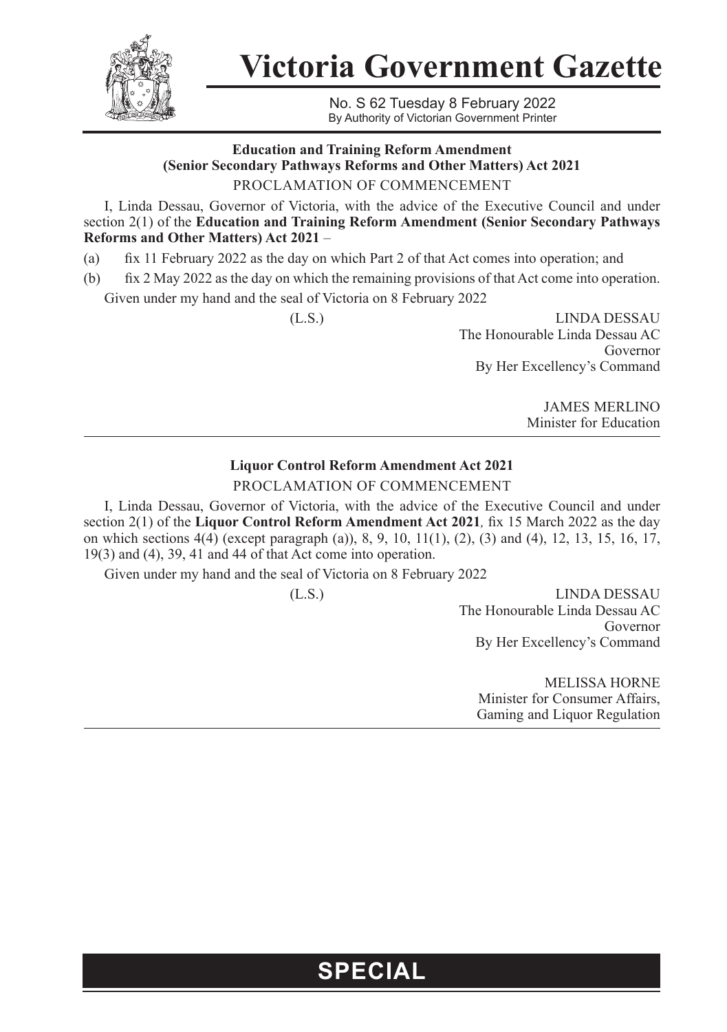# Victoria Government Gazette

No. S 62 Tuesday 8 February 2022
By Authority of Victorian Government Printer

**Education and Training Reform Amendment (Senior Secondary Pathways Reforms and Other Matters) Act 2021**

PROCLAMATION OF COMMENCEMENT

I, Linda Dessau, Governor of Victoria, with the advice of the Executive Council and under section 2(1) of the **Education and Training Reform Amendment (Senior Secondary Pathways Reforms and Other Matters) Act 2021** –

(a) fix 11 February 2022 as the day on which Part 2 of that Act comes into operation; and

(b) fix 2 May 2022 as the day on which the remaining provisions of that Act come into operation.

Given under my hand and the seal of Victoria on 8 February 2022

(L.S.)

LINDA DESSAU
The Honourable Linda Dessau AC
Governor
By Her Excellency's Command

JAMES MERLINO
Minister for Education

---

**Liquor Control Reform Amendment Act 2021**

PROCLAMATION OF COMMENCEMENT

I, Linda Dessau, Governor of Victoria, with the advice of the Executive Council and under section 2(1) of the **Liquor Control Reform Amendment Act 2021**, fix 15 March 2022 as the day on which sections 4(4) (except paragraph (a)), 8, 9, 10, 11(1), (2), (3) and (4), 12, 13, 15, 16, 17, 19(3) and (4), 39, 41 and 44 of that Act come into operation.

Given under my hand and the seal of Victoria on 8 February 2022

(L.S.)

LINDA DESSAU
The Honourable Linda Dessau AC
Governor
By Her Excellency's Command

MELISSA HORNE
Minister for Consumer Affairs,
Gaming and Liquor Regulation

**SPECIAL**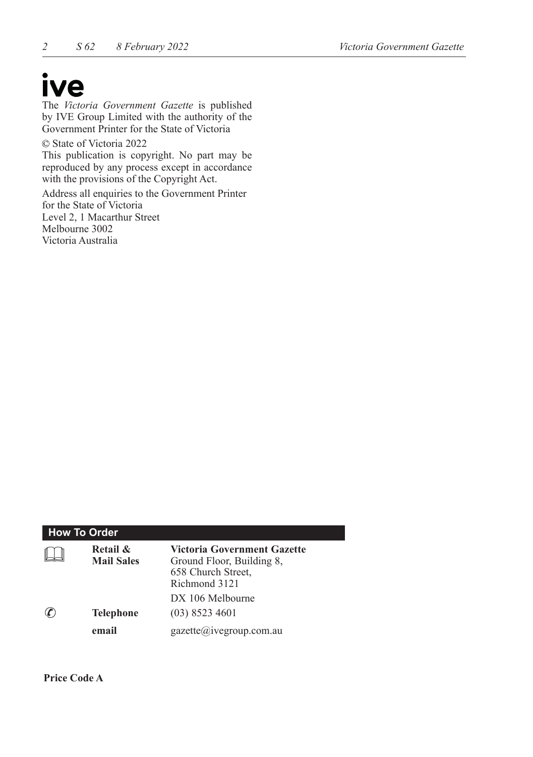**ive**

The *Victoria Government Gazette* is published by IVE Group Limited with the authority of the Government Printer for the State of Victoria

© State of Victoria 2022

This publication is copyright. No part may be reproduced by any process except in accordance with the provisions of the Copyright Act.

Address all enquiries to the Government Printer for the State of Victoria
Level 2, 1 Macarthur Street
Melbourne 3002
Victoria Australia

## How To Order

| | | |
|---|---|---|
| | **Retail & Mail Sales** | **Victoria Government Gazette** Ground Floor, Building 8, 658 Church Street, Richmond 3121 |
| | | DX 106 Melbourne |
| | **Telephone** | (03) 8523 4601 |
| | **email** | gazette@ivegroup.com.au |

**Price Code A**